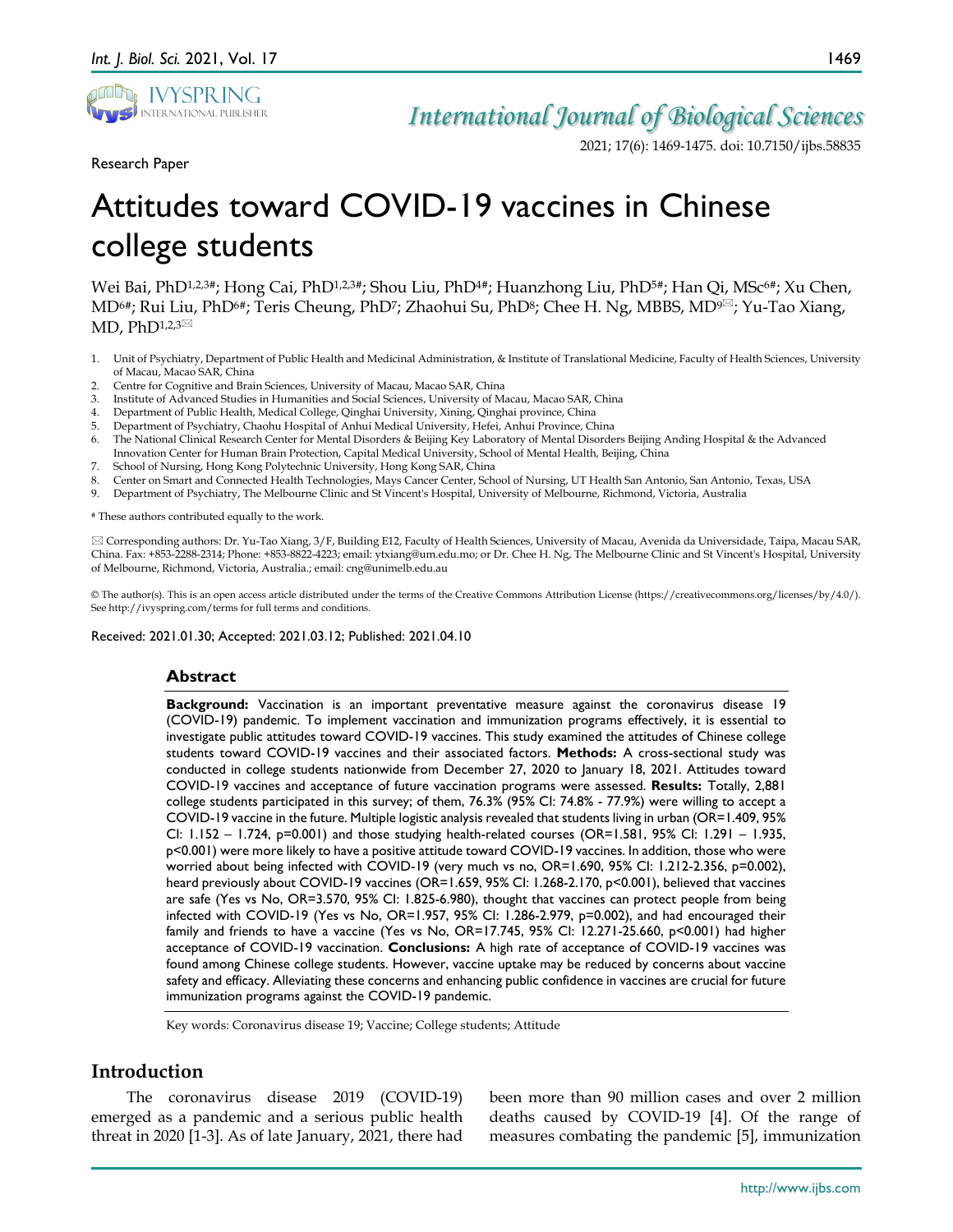Research Paper

# Attitudes toward COVID-19 vaccines in Chinese college students

Wei Bai, PhD[1,2,3#]; Hong Cai, PhD[1,2,3#]; Shou Liu, PhD[4#]; Huanzhong Liu, PhD[5#]; Han Qi, MSc[6#]; Xu Chen, MD[6#]; Rui Liu, PhD[6#]; Teris Cheung, PhD[7]; Zhaohui Su, PhD[8]; Chee H. Ng, MBBS, MD[9✉]; Yu-Tao Xiang, MD, PhD[1,2,3✉]

1. Unit of Psychiatry, Department of Public Health and Medicinal Administration, & Institute of Translational Medicine, Faculty of Health Sciences, University of Macau, Macao SAR, China
2. Centre for Cognitive and Brain Sciences, University of Macau, Macao SAR, China
3. Institute of Advanced Studies in Humanities and Social Sciences, University of Macau, Macao SAR, China
4. Department of Public Health, Medical College, Qinghai University, Xining, Qinghai province, China
5. Department of Psychiatry, Chaohu Hospital of Anhui Medical University, Hefei, Anhui Province, China
6. The National Clinical Research Center for Mental Disorders & Beijing Key Laboratory of Mental Disorders Beijing Anding Hospital & the Advanced Innovation Center for Human Brain Protection, Capital Medical University, School of Mental Health, Beijing, China
7. School of Nursing, Hong Kong Polytechnic University, Hong Kong SAR, China
8. Center on Smart and Connected Health Technologies, Mays Cancer Center, School of Nursing, UT Health San Antonio, San Antonio, Texas, USA
9. Department of Psychiatry, The Melbourne Clinic and St Vincent's Hospital, University of Melbourne, Richmond, Victoria, Australia

# These authors contributed equally to the work.

✉ Corresponding authors: Dr. Yu-Tao Xiang, 3/F, Building E12, Faculty of Health Sciences, University of Macau, Avenida da Universidade, Taipa, Macau SAR, China. Fax: +853-2288-2314; Phone: +853-8822-4223; email: ytxiang@um.edu.mo; or Dr. Chee H. Ng, The Melbourne Clinic and St Vincent's Hospital, University of Melbourne, Richmond, Victoria, Australia.; email: cng@unimelb.edu.au

© The author(s). This is an open access article distributed under the terms of the Creative Commons Attribution License (https://creativecommons.org/licenses/by/4.0/). See http://ivyspring.com/terms for full terms and conditions.

Received: 2021.01.30; Accepted: 2021.03.12; Published: 2021.04.10

## Abstract

**Background:** Vaccination is an important preventative measure against the coronavirus disease 19 (COVID-19) pandemic. To implement vaccination and immunization programs effectively, it is essential to investigate public attitudes toward COVID-19 vaccines. This study examined the attitudes of Chinese college students toward COVID-19 vaccines and their associated factors. **Methods:** A cross-sectional study was conducted in college students nationwide from December 27, 2020 to January 18, 2021. Attitudes toward COVID-19 vaccines and acceptance of future vaccination programs were assessed. **Results:** Totally, 2,881 college students participated in this survey; of them, 76.3% (95% CI: 74.8% - 77.9%) were willing to accept a COVID-19 vaccine in the future. Multiple logistic analysis revealed that students living in urban (OR=1.409, 95% CI: 1.152 – 1.724, p=0.001) and those studying health-related courses (OR=1.581, 95% CI: 1.291 – 1.935, p<0.001) were more likely to have a positive attitude toward COVID-19 vaccines. In addition, those who were worried about being infected with COVID-19 (very much vs no, OR=1.690, 95% CI: 1.212-2.356, p=0.002), heard previously about COVID-19 vaccines (OR=1.659, 95% CI: 1.268-2.170, p<0.001), believed that vaccines are safe (Yes vs No, OR=3.570, 95% CI: 1.825-6.980), thought that vaccines can protect people from being infected with COVID-19 (Yes vs No, OR=1.957, 95% CI: 1.286-2.979, p=0.002), and had encouraged their family and friends to have a vaccine (Yes vs No, OR=17.745, 95% CI: 12.271-25.660, p<0.001) had higher acceptance of COVID-19 vaccination. **Conclusions:** A high rate of acceptance of COVID-19 vaccines was found among Chinese college students. However, vaccine uptake may be reduced by concerns about vaccine safety and efficacy. Alleviating these concerns and enhancing public confidence in vaccines are crucial for future immunization programs against the COVID-19 pandemic.

Key words: Coronavirus disease 19; Vaccine; College students; Attitude

## Introduction

The coronavirus disease 2019 (COVID-19) emerged as a pandemic and a serious public health threat in 2020 [1-3]. As of late January, 2021, there had been more than 90 million cases and over 2 million deaths caused by COVID-19 [4]. Of the range of measures combating the pandemic [5], immunization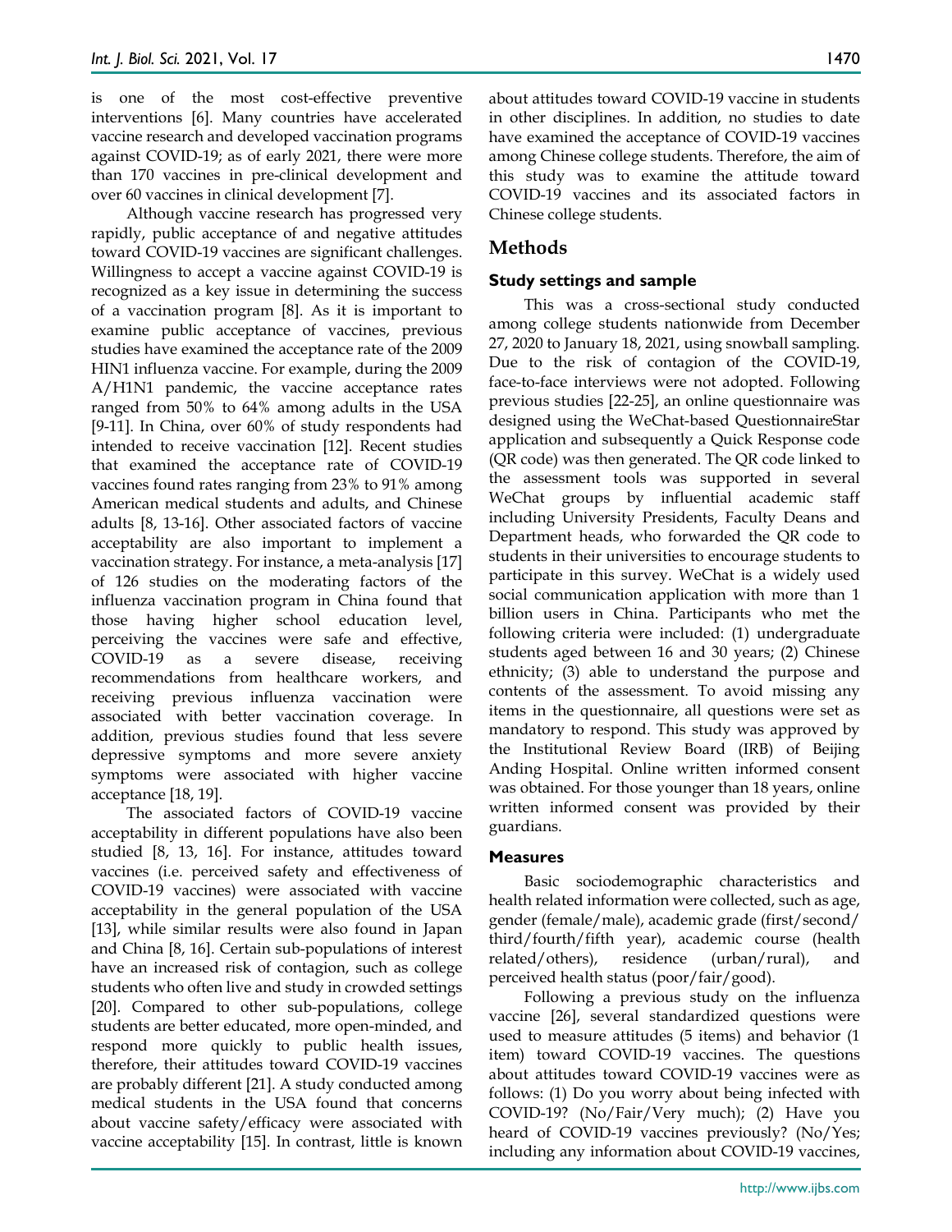is one of the most cost-effective preventive interventions [6]. Many countries have accelerated vaccine research and developed vaccination programs against COVID-19; as of early 2021, there were more than 170 vaccines in pre-clinical development and over 60 vaccines in clinical development [7].

Although vaccine research has progressed very rapidly, public acceptance of and negative attitudes toward COVID-19 vaccines are significant challenges. Willingness to accept a vaccine against COVID-19 is recognized as a key issue in determining the success of a vaccination program [8]. As it is important to examine public acceptance of vaccines, previous studies have examined the acceptance rate of the 2009 HIN1 influenza vaccine. For example, during the 2009 A/H1N1 pandemic, the vaccine acceptance rates ranged from 50% to 64% among adults in the USA [9-11]. In China, over 60% of study respondents had intended to receive vaccination [12]. Recent studies that examined the acceptance rate of COVID-19 vaccines found rates ranging from 23% to 91% among American medical students and adults, and Chinese adults [8, 13-16]. Other associated factors of vaccine acceptability are also important to implement a vaccination strategy. For instance, a meta-analysis [17] of 126 studies on the moderating factors of the influenza vaccination program in China found that those having higher school education level, perceiving the vaccines were safe and effective, COVID-19 as a severe disease, receiving recommendations from healthcare workers, and receiving previous influenza vaccination were associated with better vaccination coverage. In addition, previous studies found that less severe depressive symptoms and more severe anxiety symptoms were associated with higher vaccine acceptance [18, 19].

The associated factors of COVID-19 vaccine acceptability in different populations have also been studied [8, 13, 16]. For instance, attitudes toward vaccines (i.e. perceived safety and effectiveness of COVID-19 vaccines) were associated with vaccine acceptability in the general population of the USA [13], while similar results were also found in Japan and China [8, 16]. Certain sub-populations of interest have an increased risk of contagion, such as college students who often live and study in crowded settings [20]. Compared to other sub-populations, college students are better educated, more open-minded, and respond more quickly to public health issues, therefore, their attitudes toward COVID-19 vaccines are probably different [21]. A study conducted among medical students in the USA found that concerns about vaccine safety/efficacy were associated with vaccine acceptability [15]. In contrast, little is known about attitudes toward COVID-19 vaccine in students in other disciplines. In addition, no studies to date have examined the acceptance of COVID-19 vaccines among Chinese college students. Therefore, the aim of this study was to examine the attitude toward COVID-19 vaccines and its associated factors in Chinese college students.

## Methods

### Study settings and sample

This was a cross-sectional study conducted among college students nationwide from December 27, 2020 to January 18, 2021, using snowball sampling. Due to the risk of contagion of the COVID-19, face-to-face interviews were not adopted. Following previous studies [22-25], an online questionnaire was designed using the WeChat-based QuestionnaireStar application and subsequently a Quick Response code (QR code) was then generated. The QR code linked to the assessment tools was supported in several WeChat groups by influential academic staff including University Presidents, Faculty Deans and Department heads, who forwarded the QR code to students in their universities to encourage students to participate in this survey. WeChat is a widely used social communication application with more than 1 billion users in China. Participants who met the following criteria were included: (1) undergraduate students aged between 16 and 30 years; (2) Chinese ethnicity; (3) able to understand the purpose and contents of the assessment. To avoid missing any items in the questionnaire, all questions were set as mandatory to respond. This study was approved by the Institutional Review Board (IRB) of Beijing Anding Hospital. Online written informed consent was obtained. For those younger than 18 years, online written informed consent was provided by their guardians.

### Measures

Basic sociodemographic characteristics and health related information were collected, such as age, gender (female/male), academic grade (first/second/third/fourth/fifth year), academic course (health related/others), residence (urban/rural), and perceived health status (poor/fair/good).

Following a previous study on the influenza vaccine [26], several standardized questions were used to measure attitudes (5 items) and behavior (1 item) toward COVID-19 vaccines. The questions about attitudes toward COVID-19 vaccines were as follows: (1) Do you worry about being infected with COVID-19? (No/Fair/Very much); (2) Have you heard of COVID-19 vaccines previously? (No/Yes; including any information about COVID-19 vaccines,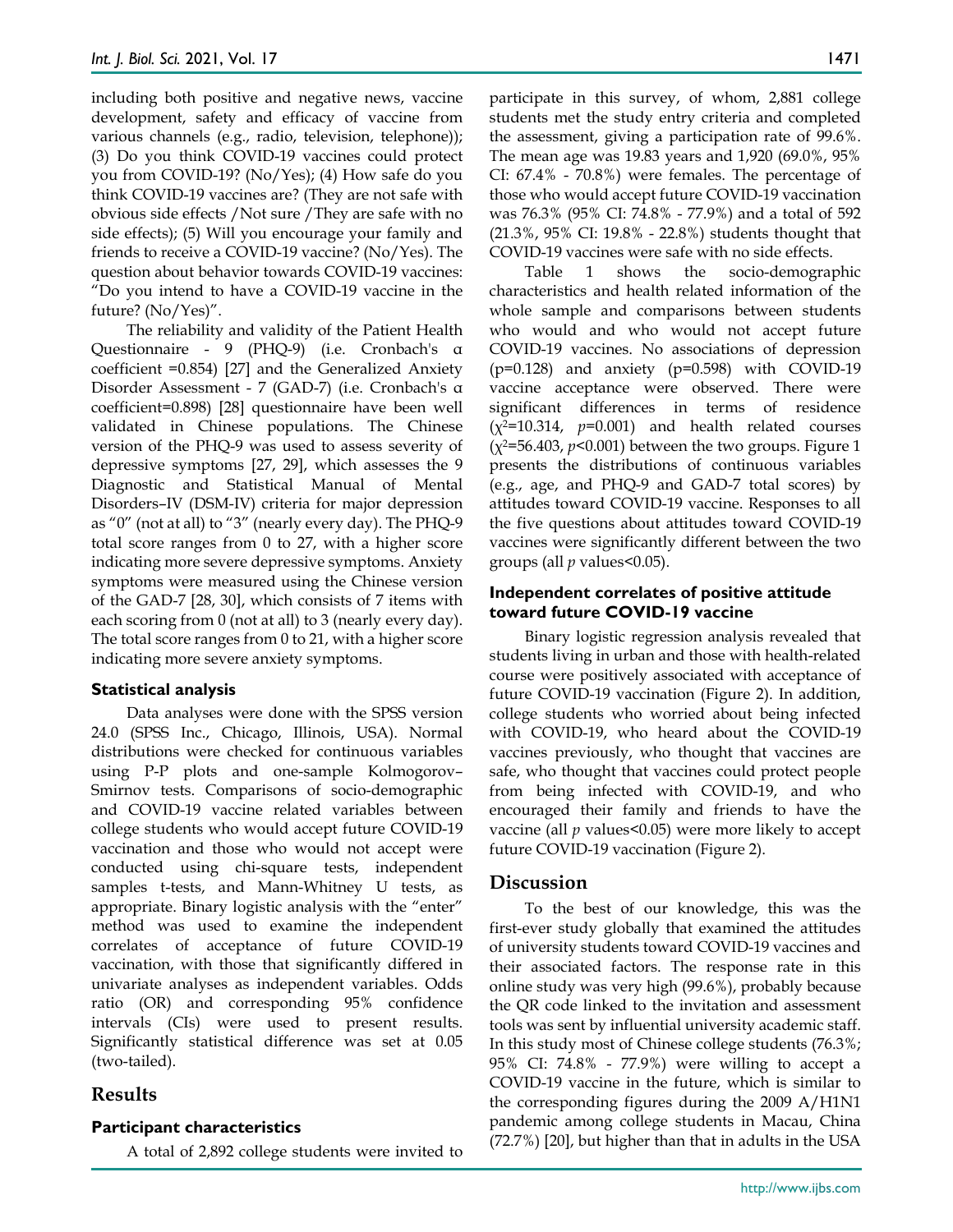including both positive and negative news, vaccine development, safety and efficacy of vaccine from various channels (e.g., radio, television, telephone)); (3) Do you think COVID-19 vaccines could protect you from COVID-19? (No/Yes); (4) How safe do you think COVID-19 vaccines are? (They are not safe with obvious side effects /Not sure /They are safe with no side effects); (5) Will you encourage your family and friends to receive a COVID-19 vaccine? (No/Yes). The question about behavior towards COVID-19 vaccines: "Do you intend to have a COVID-19 vaccine in the future? (No/Yes)".

The reliability and validity of the Patient Health Questionnaire - 9 (PHQ-9) (i.e. Cronbach's α coefficient =0.854) [27] and the Generalized Anxiety Disorder Assessment - 7 (GAD-7) (i.e. Cronbach's α coefficient=0.898) [28] questionnaire have been well validated in Chinese populations. The Chinese version of the PHQ-9 was used to assess severity of depressive symptoms [27, 29], which assesses the 9 Diagnostic and Statistical Manual of Mental Disorders–IV (DSM-IV) criteria for major depression as "0" (not at all) to "3" (nearly every day). The PHQ-9 total score ranges from 0 to 27, with a higher score indicating more severe depressive symptoms. Anxiety symptoms were measured using the Chinese version of the GAD-7 [28, 30], which consists of 7 items with each scoring from 0 (not at all) to 3 (nearly every day). The total score ranges from 0 to 21, with a higher score indicating more severe anxiety symptoms.

### Statistical analysis

Data analyses were done with the SPSS version 24.0 (SPSS Inc., Chicago, Illinois, USA). Normal distributions were checked for continuous variables using P-P plots and one-sample Kolmogorov–Smirnov tests. Comparisons of socio-demographic and COVID-19 vaccine related variables between college students who would accept future COVID-19 vaccination and those who would not accept were conducted using chi-square tests, independent samples t-tests, and Mann-Whitney U tests, as appropriate. Binary logistic analysis with the "enter" method was used to examine the independent correlates of acceptance of future COVID-19 vaccination, with those that significantly differed in univariate analyses as independent variables. Odds ratio (OR) and corresponding 95% confidence intervals (CIs) were used to present results. Significantly statistical difference was set at 0.05 (two-tailed).

## Results

### Participant characteristics

A total of 2,892 college students were invited to participate in this survey, of whom, 2,881 college students met the study entry criteria and completed the assessment, giving a participation rate of 99.6%. The mean age was 19.83 years and 1,920 (69.0%, 95% CI: 67.4% - 70.8%) were females. The percentage of those who would accept future COVID-19 vaccination was 76.3% (95% CI: 74.8% - 77.9%) and a total of 592 (21.3%, 95% CI: 19.8% - 22.8%) students thought that COVID-19 vaccines were safe with no side effects.

Table 1 shows the socio-demographic characteristics and health related information of the whole sample and comparisons between students who would and who would not accept future COVID-19 vaccines. No associations of depression ($p$=0.128) and anxiety ($p$=0.598) with COVID-19 vaccine acceptance were observed. There were significant differences in terms of residence ($\chi^2$=10.314, $p$=0.001) and health related courses ($\chi^2$=56.403, $p$<0.001) between the two groups. Figure 1 presents the distributions of continuous variables (e.g., age, and PHQ-9 and GAD-7 total scores) by attitudes toward COVID-19 vaccine. Responses to all the five questions about attitudes toward COVID-19 vaccines were significantly different between the two groups (all $p$ values<0.05).

### Independent correlates of positive attitude toward future COVID-19 vaccine

Binary logistic regression analysis revealed that students living in urban and those with health-related course were positively associated with acceptance of future COVID-19 vaccination (Figure 2). In addition, college students who worried about being infected with COVID-19, who heard about the COVID-19 vaccines previously, who thought that vaccines are safe, who thought that vaccines could protect people from being infected with COVID-19, and who encouraged their family and friends to have the vaccine (all $p$ values<0.05) were more likely to accept future COVID-19 vaccination (Figure 2).

## Discussion

To the best of our knowledge, this was the first-ever study globally that examined the attitudes of university students toward COVID-19 vaccines and their associated factors. The response rate in this online study was very high (99.6%), probably because the QR code linked to the invitation and assessment tools was sent by influential university academic staff. In this study most of Chinese college students (76.3%; 95% CI: 74.8% - 77.9%) were willing to accept a COVID-19 vaccine in the future, which is similar to the corresponding figures during the 2009 A/H1N1 pandemic among college students in Macau, China (72.7%) [20], but higher than that in adults in the USA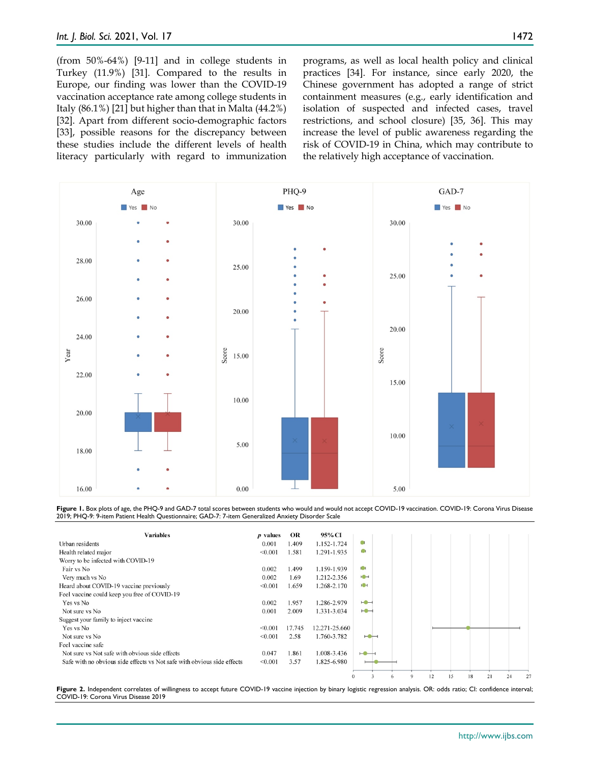(from 50%-64%) [9-11] and in college students in Turkey (11.9%) [31]. Compared to the results in Europe, our finding was lower than the COVID-19 vaccination acceptance rate among college students in Italy (86.1%) [21] but higher than that in Malta (44.2%) [32]. Apart from different socio-demographic factors [33], possible reasons for the discrepancy between these studies include the different levels of health literacy particularly with regard to immunization programs, as well as local health policy and clinical practices [34]. For instance, since early 2020, the Chinese government has adopted a range of strict containment measures (e.g., early identification and isolation of suspected and infected cases, travel restrictions, and school closure) [35, 36]. This may increase the level of public awareness regarding the risk of COVID-19 in China, which may contribute to the relatively high acceptance of vaccination.

**Figure 1.** Box plots of age, the PHQ-9 and GAD-7 total scores between students who would and would not accept COVID-19 vaccination. COVID-19: Corona Virus Disease 2019; PHQ-9: 9-item Patient Health Questionnaire; GAD-7: 7-item Generalized Anxiety Disorder Scale

| Variables | *p* values | OR | 95% CI |
|---|---|---|---|
| Urban residents | 0.001 | 1.409 | 1.152-1.724 |
| Health related major | <0.001 | 1.581 | 1.291-1.935 |
| Worry to be infected with COVID-19 | | | |
| Fair vs No | 0.002 | 1.499 | 1.159-1.939 |
| Very much vs No | 0.002 | 1.69 | 1.212-2.356 |
| Heard about COVID-19 vaccine previously | <0.001 | 1.659 | 1.268-2.170 |
| Feel vaccine could keep you free of COVID-19 | | | |
| Yes vs No | 0.002 | 1.957 | 1.286-2.979 |
| Not sure vs No | 0.001 | 2.009 | 1.331-3.034 |
| Suggest your family to inject vaccine | | | |
| Yes vs No | <0.001 | 17.745 | 12.271-25.660 |
| Not sure vs No | <0.001 | 2.58 | 1.760-3.782 |
| Feel vaccine safe | | | |
| Not sure vs Not safe with obvious side effects | 0.047 | 1.861 | 1.008-3.436 |
| Safe with no obvious side effects vs Not safe with obvious side effects | <0.001 | 3.57 | 1.825-6.980 |

**Figure 2.** Independent correlates of willingness to accept future COVID-19 vaccine injection by binary logistic regression analysis. OR: odds ratio; CI: confidence interval; COVID-19: Corona Virus Disease 2019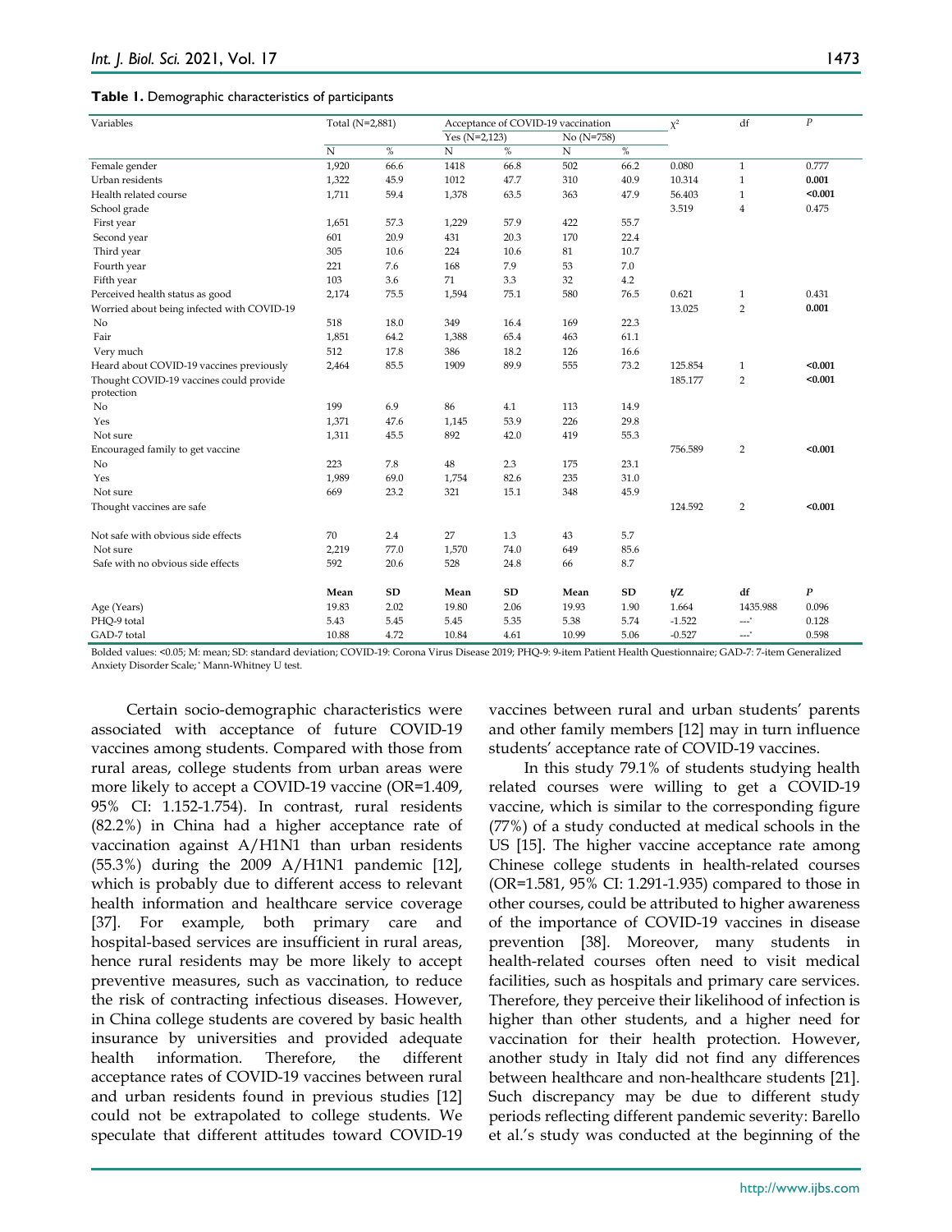**Table 1.** Demographic characteristics of participants

| Variables | Total (N=2,881) | | Acceptance of COVID-19 vaccination | | | | $\chi^2$ | df | *P* |
|---|---|---|---|---|---|---|---|---|---|
| | | | Yes (N=2,123) | | No (N=758) | | | | |
| | N | % | N | % | N | % | | | |
| Female gender | 1,920 | 66.6 | 1418 | 66.8 | 502 | 66.2 | 0.080 | 1 | 0.777 |
| Urban residents | 1,322 | 45.9 | 1012 | 47.7 | 310 | 40.9 | 10.314 | 1 | **0.001** |
| Health related course | 1,711 | 59.4 | 1,378 | 63.5 | 363 | 47.9 | 56.403 | 1 | **<0.001** |
| School grade | | | | | | | 3.519 | 4 | 0.475 |
| First year | 1,651 | 57.3 | 1,229 | 57.9 | 422 | 55.7 | | | |
| Second year | 601 | 20.9 | 431 | 20.3 | 170 | 22.4 | | | |
| Third year | 305 | 10.6 | 224 | 10.6 | 81 | 10.7 | | | |
| Fourth year | 221 | 7.6 | 168 | 7.9 | 53 | 7.0 | | | |
| Fifth year | 103 | 3.6 | 71 | 3.3 | 32 | 4.2 | | | |
| Perceived health status as good | 2,174 | 75.5 | 1,594 | 75.1 | 580 | 76.5 | 0.621 | 1 | 0.431 |
| Worried about being infected with COVID-19 | | | | | | | 13.025 | 2 | **0.001** |
| No | 518 | 18.0 | 349 | 16.4 | 169 | 22.3 | | | |
| Fair | 1,851 | 64.2 | 1,388 | 65.4 | 463 | 61.1 | | | |
| Very much | 512 | 17.8 | 386 | 18.2 | 126 | 16.6 | | | |
| Heard about COVID-19 vaccines previously | 2,464 | 85.5 | 1909 | 89.9 | 555 | 73.2 | 125.854 | 1 | **<0.001** |
| Thought COVID-19 vaccines could provide protection | | | | | | | 185.177 | 2 | **<0.001** |
| No | 199 | 6.9 | 86 | 4.1 | 113 | 14.9 | | | |
| Yes | 1,371 | 47.6 | 1,145 | 53.9 | 226 | 29.8 | | | |
| Not sure | 1,311 | 45.5 | 892 | 42.0 | 419 | 55.3 | | | |
| Encouraged family to get vaccine | | | | | | | 756.589 | 2 | **<0.001** |
| No | 223 | 7.8 | 48 | 2.3 | 175 | 23.1 | | | |
| Yes | 1,989 | 69.0 | 1,754 | 82.6 | 235 | 31.0 | | | |
| Not sure | 669 | 23.2 | 321 | 15.1 | 348 | 45.9 | | | |
| Thought vaccines are safe | | | | | | | 124.592 | 2 | **<0.001** |
| Not safe with obvious side effects | 70 | 2.4 | 27 | 1.3 | 43 | 5.7 | | | |
| Not sure | 2,219 | 77.0 | 1,570 | 74.0 | 649 | 85.6 | | | |
| Safe with no obvious side effects | 592 | 20.6 | 528 | 24.8 | 66 | 8.7 | | | |
| | **Mean** | **SD** | **Mean** | **SD** | **Mean** | **SD** | **t/Z** | **df** | ***P*** |
| Age (Years) | 19.83 | 2.02 | 19.80 | 2.06 | 19.93 | 1.90 | 1.664 | 1435.988 | 0.096 |
| PHQ-9 total | 5.43 | 5.45 | 5.45 | 5.35 | 5.38 | 5.74 | -1.522 | ---* | 0.128 |
| GAD-7 total | 10.88 | 4.72 | 10.84 | 4.61 | 10.99 | 5.06 | -0.527 | ---* | 0.598 |

Bolded values: <0.05; M: mean; SD: standard deviation; COVID-19: Corona Virus Disease 2019; PHQ-9: 9-item Patient Health Questionnaire; GAD-7: 7-item Generalized Anxiety Disorder Scale; * Mann-Whitney U test.

Certain socio-demographic characteristics were associated with acceptance of future COVID-19 vaccines among students. Compared with those from rural areas, college students from urban areas were more likely to accept a COVID-19 vaccine (OR=1.409, 95% CI: 1.152-1.754). In contrast, rural residents (82.2%) in China had a higher acceptance rate of vaccination against A/H1N1 than urban residents (55.3%) during the 2009 A/H1N1 pandemic [12], which is probably due to different access to relevant health information and healthcare service coverage [37]. For example, both primary care and hospital-based services are insufficient in rural areas, hence rural residents may be more likely to accept preventive measures, such as vaccination, to reduce the risk of contracting infectious diseases. However, in China college students are covered by basic health insurance by universities and provided adequate health information. Therefore, the different acceptance rates of COVID-19 vaccines between rural and urban residents found in previous studies [12] could not be extrapolated to college students. We speculate that different attitudes toward COVID-19 vaccines between rural and urban students' parents and other family members [12] may in turn influence students' acceptance rate of COVID-19 vaccines.

In this study 79.1% of students studying health related courses were willing to get a COVID-19 vaccine, which is similar to the corresponding figure (77%) of a study conducted at medical schools in the US [15]. The higher vaccine acceptance rate among Chinese college students in health-related courses (OR=1.581, 95% CI: 1.291-1.935) compared to those in other courses, could be attributed to higher awareness of the importance of COVID-19 vaccines in disease prevention [38]. Moreover, many students in health-related courses often need to visit medical facilities, such as hospitals and primary care services. Therefore, they perceive their likelihood of infection is higher than other students, and a higher need for vaccination for their health protection. However, another study in Italy did not find any differences between healthcare and non-healthcare students [21]. Such discrepancy may be due to different study periods reflecting different pandemic severity: Barello et al.'s study was conducted at the beginning of the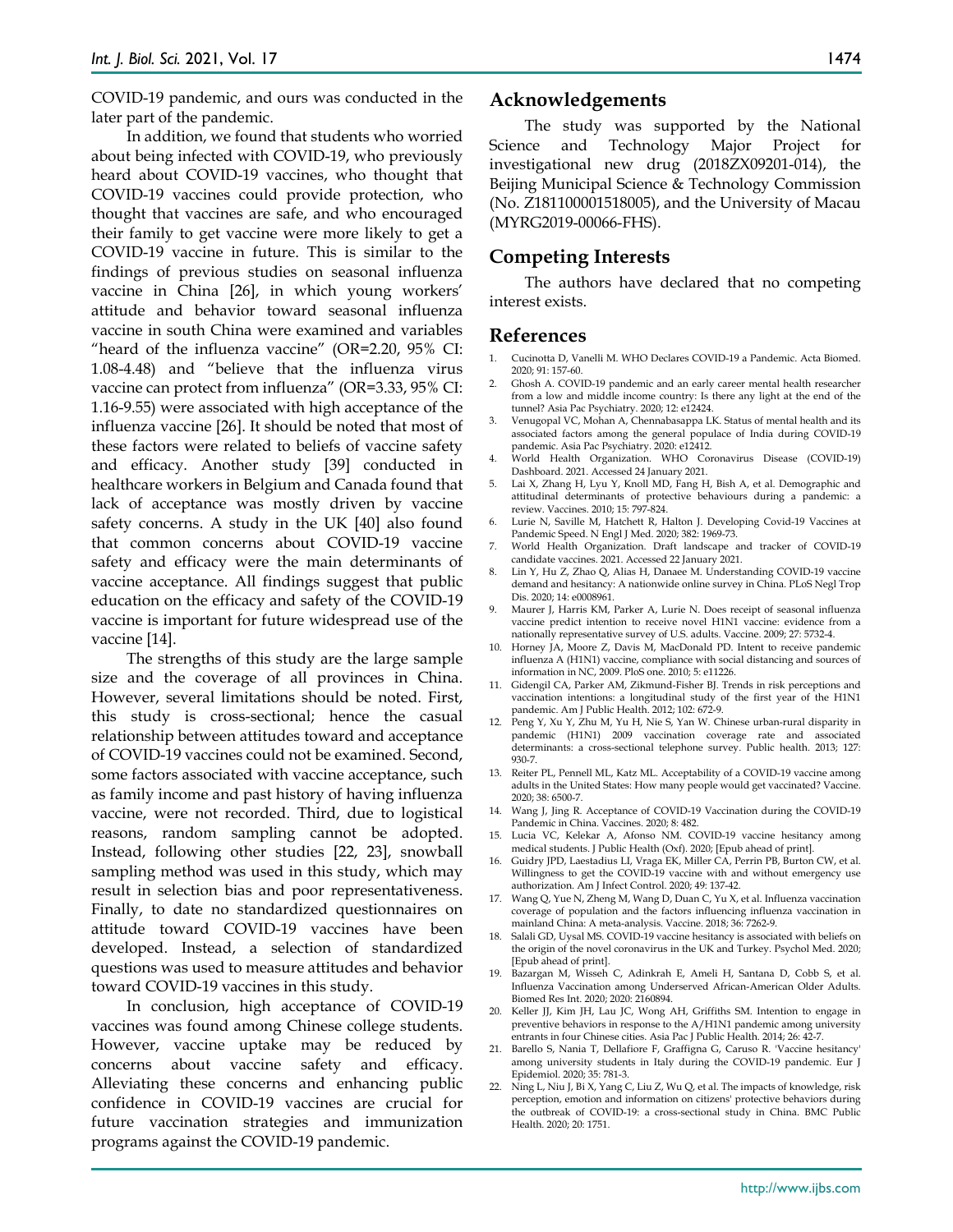COVID-19 pandemic, and ours was conducted in the later part of the pandemic.

In addition, we found that students who worried about being infected with COVID-19, who previously heard about COVID-19 vaccines, who thought that COVID-19 vaccines could provide protection, who thought that vaccines are safe, and who encouraged their family to get vaccine were more likely to get a COVID-19 vaccine in future. This is similar to the findings of previous studies on seasonal influenza vaccine in China [26], in which young workers' attitude and behavior toward seasonal influenza vaccine in south China were examined and variables "heard of the influenza vaccine" (OR=2.20, 95% CI: 1.08-4.48) and "believe that the influenza virus vaccine can protect from influenza" (OR=3.33, 95% CI: 1.16-9.55) were associated with high acceptance of the influenza vaccine [26]. It should be noted that most of these factors were related to beliefs of vaccine safety and efficacy. Another study [39] conducted in healthcare workers in Belgium and Canada found that lack of acceptance was mostly driven by vaccine safety concerns. A study in the UK [40] also found that common concerns about COVID-19 vaccine safety and efficacy were the main determinants of vaccine acceptance. All findings suggest that public education on the efficacy and safety of the COVID-19 vaccine is important for future widespread use of the vaccine [14].

The strengths of this study are the large sample size and the coverage of all provinces in China. However, several limitations should be noted. First, this study is cross-sectional; hence the casual relationship between attitudes toward and acceptance of COVID-19 vaccines could not be examined. Second, some factors associated with vaccine acceptance, such as family income and past history of having influenza vaccine, were not recorded. Third, due to logistical reasons, random sampling cannot be adopted. Instead, following other studies [22, 23], snowball sampling method was used in this study, which may result in selection bias and poor representativeness. Finally, to date no standardized questionnaires on attitude toward COVID-19 vaccines have been developed. Instead, a selection of standardized questions was used to measure attitudes and behavior toward COVID-19 vaccines in this study.

In conclusion, high acceptance of COVID-19 vaccines was found among Chinese college students. However, vaccine uptake may be reduced by concerns about vaccine safety and efficacy. Alleviating these concerns and enhancing public confidence in COVID-19 vaccines are crucial for future vaccination strategies and immunization programs against the COVID-19 pandemic.

## Acknowledgements

The study was supported by the National Science and Technology Major Project for investigational new drug (2018ZX09201-014), the Beijing Municipal Science & Technology Commission (No. Z181100001518005), and the University of Macau (MYRG2019-00066-FHS).

## Competing Interests

The authors have declared that no competing interest exists.

## References

1. Cucinotta D, Vanelli M. WHO Declares COVID-19 a Pandemic. Acta Biomed. 2020; 91: 157-60.
2. Ghosh A. COVID-19 pandemic and an early career mental health researcher from a low and middle income country: Is there any light at the end of the tunnel? Asia Pac Psychiatry. 2020; 12: e12424.
3. Venugopal VC, Mohan A, Chennabasappa LK. Status of mental health and its associated factors among the general populace of India during COVID-19 pandemic. Asia Pac Psychiatry. 2020: e12412.
4. World Health Organization. WHO Coronavirus Disease (COVID-19) Dashboard. 2021. Accessed 24 January 2021.
5. Lai X, Zhang H, Lyu Y, Knoll MD, Fang H, Bish A, et al. Demographic and attitudinal determinants of protective behaviours during a pandemic: a review. Vaccines. 2010; 15: 797-824.
6. Lurie N, Saville M, Hatchett R, Halton J. Developing Covid-19 Vaccines at Pandemic Speed. N Engl J Med. 2020; 382: 1969-73.
7. World Health Organization. Draft landscape and tracker of COVID-19 candidate vaccines. 2021. Accessed 22 January 2021.
8. Lin Y, Hu Z, Zhao Q, Alias H, Danaee M. Understanding COVID-19 vaccine demand and hesitancy: A nationwide online survey in China. PLoS Negl Trop Dis. 2020; 14: e0008961.
9. Maurer J, Harris KM, Parker A, Lurie N. Does receipt of seasonal influenza vaccine predict intention to receive novel H1N1 vaccine: evidence from a nationally representative survey of U.S. adults. Vaccine. 2009; 27: 5732-4.
10. Horney JA, Moore Z, Davis M, MacDonald PD. Intent to receive pandemic influenza A (H1N1) vaccine, compliance with social distancing and sources of information in NC, 2009. PloS one. 2010; 5: e11226.
11. Gidengil CA, Parker AM, Zikmund-Fisher BJ. Trends in risk perceptions and vaccination intentions: a longitudinal study of the first year of the H1N1 pandemic. Am J Public Health. 2012; 102: 672-9.
12. Peng Y, Xu Y, Zhu M, Yu H, Nie S, Yan W. Chinese urban-rural disparity in pandemic (H1N1) 2009 vaccination coverage rate and associated determinants: a cross-sectional telephone survey. Public health. 2013; 127: 930-7.
13. Reiter PL, Pennell ML, Katz ML. Acceptability of a COVID-19 vaccine among adults in the United States: How many people would get vaccinated? Vaccine. 2020; 38: 6500-7.
14. Wang J, Jing R. Acceptance of COVID-19 Vaccination during the COVID-19 Pandemic in China. Vaccines. 2020; 8: 482.
15. Lucia VC, Kelekar A, Afonso NM. COVID-19 vaccine hesitancy among medical students. J Public Health (Oxf). 2020; [Epub ahead of print].
16. Guidry JPD, Laestadius LI, Vraga EK, Miller CA, Perrin PB, Burton CW, et al. Willingness to get the COVID-19 vaccine with and without emergency use authorization. Am J Infect Control. 2020; 49: 137-42.
17. Wang Q, Yue N, Zheng M, Wang D, Duan C, Yu X, et al. Influenza vaccination coverage of population and the factors influencing influenza vaccination in mainland China: A meta-analysis. Vaccine. 2018; 36: 7262-9.
18. Salali GD, Uysal MS. COVID-19 vaccine hesitancy is associated with beliefs on the origin of the novel coronavirus in the UK and Turkey. Psychol Med. 2020; [Epub ahead of print].
19. Bazargan M, Wisseh C, Adinkrah E, Ameli H, Santana D, Cobb S, et al. Influenza Vaccination among Underserved African-American Older Adults. Biomed Res Int. 2020; 2020: 2160894.
20. Keller JJ, Kim JH, Lau JC, Wong AH, Griffiths SM. Intention to engage in preventive behaviors in response to the A/H1N1 pandemic among university entrants in four Chinese cities. Asia Pac J Public Health. 2014; 26: 42-7.
21. Barello S, Nania T, Dellafiore F, Graffigna G, Caruso R. 'Vaccine hesitancy' among university students in Italy during the COVID-19 pandemic. Eur J Epidemiol. 2020; 35: 781-3.
22. Ning L, Niu J, Bi X, Yang C, Liu Z, Wu Q, et al. The impacts of knowledge, risk perception, emotion and information on citizens' protective behaviors during the outbreak of COVID-19: a cross-sectional study in China. BMC Public Health. 2020; 20: 1751.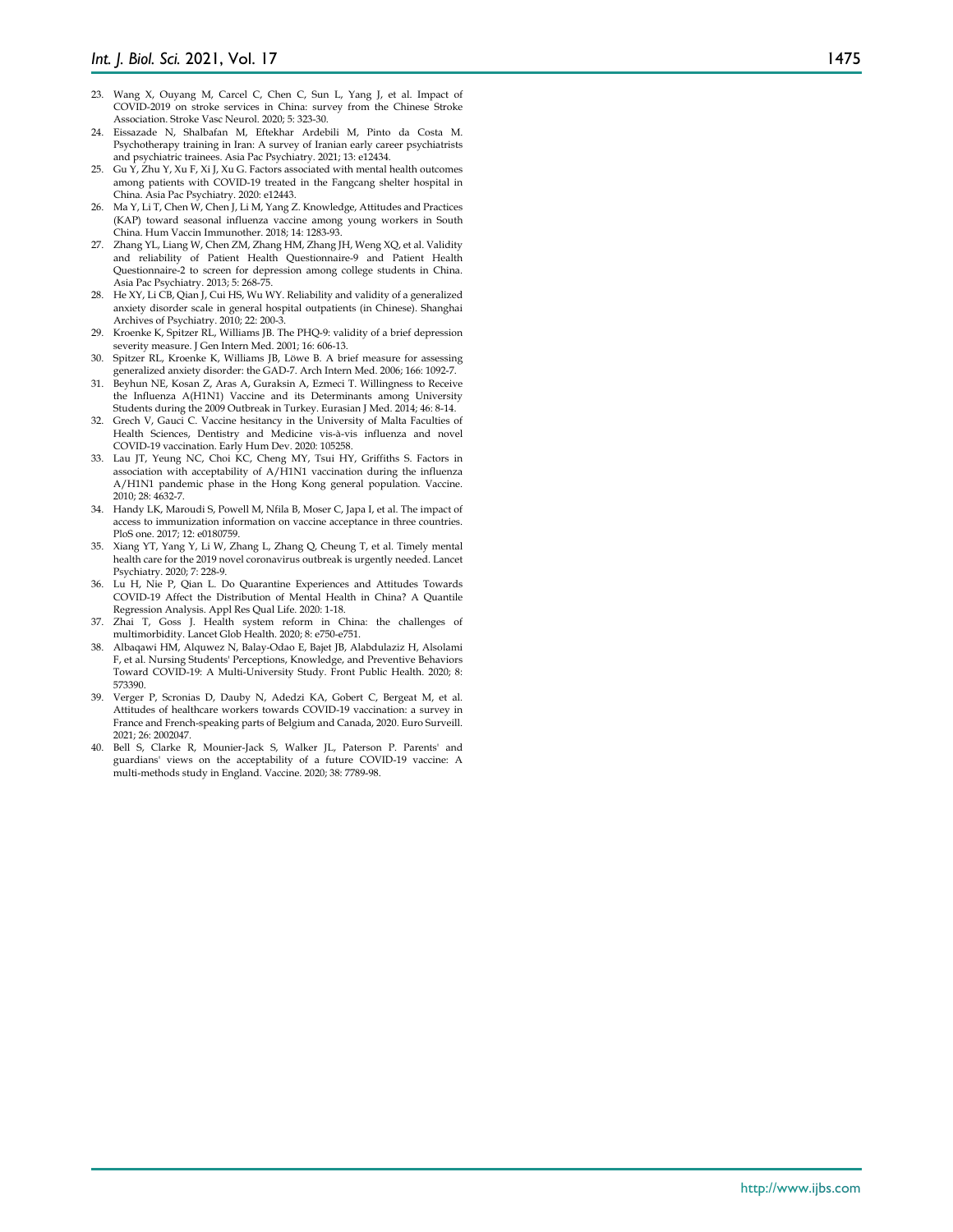23. Wang X, Ouyang M, Carcel C, Chen C, Sun L, Yang J, et al. Impact of COVID-2019 on stroke services in China: survey from the Chinese Stroke Association. Stroke Vasc Neurol. 2020; 5: 323-30.
24. Eissazade N, Shalbafan M, Eftekhar Ardebili M, Pinto da Costa M. Psychotherapy training in Iran: A survey of Iranian early career psychiatrists and psychiatric trainees. Asia Pac Psychiatry. 2021; 13: e12434.
25. Gu Y, Zhu Y, Xu F, Xi J, Xu G. Factors associated with mental health outcomes among patients with COVID-19 treated in the Fangcang shelter hospital in China. Asia Pac Psychiatry. 2020: e12443.
26. Ma Y, Li T, Chen W, Chen J, Li M, Yang Z. Knowledge, Attitudes and Practices (KAP) toward seasonal influenza vaccine among young workers in South China. Hum Vaccin Immunother. 2018; 14: 1283-93.
27. Zhang YL, Liang W, Chen ZM, Zhang HM, Zhang JH, Weng XQ, et al. Validity and reliability of Patient Health Questionnaire-9 and Patient Health Questionnaire-2 to screen for depression among college students in China. Asia Pac Psychiatry. 2013; 5: 268-75.
28. He XY, Li CB, Qian J, Cui HS, Wu WY. Reliability and validity of a generalized anxiety disorder scale in general hospital outpatients (in Chinese). Shanghai Archives of Psychiatry. 2010; 22: 200-3.
29. Kroenke K, Spitzer RL, Williams JB. The PHQ-9: validity of a brief depression severity measure. J Gen Intern Med. 2001; 16: 606-13.
30. Spitzer RL, Kroenke K, Williams JB, Löwe B. A brief measure for assessing generalized anxiety disorder: the GAD-7. Arch Intern Med. 2006; 166: 1092-7.
31. Beyhun NE, Kosan Z, Aras A, Guraksin A, Ezmeci T. Willingness to Receive the Influenza A(H1N1) Vaccine and its Determinants among University Students during the 2009 Outbreak in Turkey. Eurasian J Med. 2014; 46: 8-14.
32. Grech V, Gauci C. Vaccine hesitancy in the University of Malta Faculties of Health Sciences, Dentistry and Medicine vis-à-vis influenza and novel COVID-19 vaccination. Early Hum Dev. 2020: 105258.
33. Lau JT, Yeung NC, Choi KC, Cheng MY, Tsui HY, Griffiths S. Factors in association with acceptability of A/H1N1 vaccination during the influenza A/H1N1 pandemic phase in the Hong Kong general population. Vaccine. 2010; 28: 4632-7.
34. Handy LK, Maroudi S, Powell M, Nfila B, Moser C, Japa I, et al. The impact of access to immunization information on vaccine acceptance in three countries. PloS one. 2017; 12: e0180759.
35. Xiang YT, Yang Y, Li W, Zhang L, Zhang Q, Cheung T, et al. Timely mental health care for the 2019 novel coronavirus outbreak is urgently needed. Lancet Psychiatry. 2020; 7: 228-9.
36. Lu H, Nie P, Qian L. Do Quarantine Experiences and Attitudes Towards COVID-19 Affect the Distribution of Mental Health in China? A Quantile Regression Analysis. Appl Res Qual Life. 2020: 1-18.
37. Zhai T, Goss J. Health system reform in China: the challenges of multimorbidity. Lancet Glob Health. 2020; 8: e750-e751.
38. Albaqawi HM, Alquwez N, Balay-Odao E, Bajet JB, Alabdulaziz H, Alsolami F, et al. Nursing Students' Perceptions, Knowledge, and Preventive Behaviors Toward COVID-19: A Multi-University Study. Front Public Health. 2020; 8: 573390.
39. Verger P, Scronias D, Dauby N, Adedzi KA, Gobert C, Bergeat M, et al. Attitudes of healthcare workers towards COVID-19 vaccination: a survey in France and French-speaking parts of Belgium and Canada, 2020. Euro Surveill. 2021; 26: 2002047.
40. Bell S, Clarke R, Mounier-Jack S, Walker JL, Paterson P. Parents' and guardians' views on the acceptability of a future COVID-19 vaccine: A multi-methods study in England. Vaccine. 2020; 38: 7789-98.